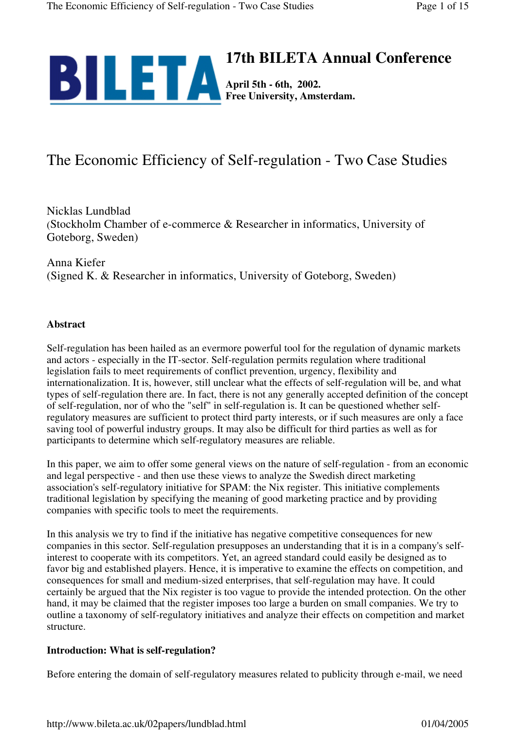# 17th BILETA Annual Conference

**April 5th - 6th, 2002.**
**Free University, Amsterdam.**

# The Economic Efficiency of Self-regulation - Two Case Studies

Nicklas Lundblad
(Stockholm Chamber of e-commerce & Researcher in informatics, University of Goteborg, Sweden)

Anna Kiefer
(Signed K. & Researcher in informatics, University of Goteborg, Sweden)

### Abstract

Self-regulation has been hailed as an evermore powerful tool for the regulation of dynamic markets and actors - especially in the IT-sector. Self-regulation permits regulation where traditional legislation fails to meet requirements of conflict prevention, urgency, flexibility and internationalization. It is, however, still unclear what the effects of self-regulation will be, and what types of self-regulation there are. In fact, there is not any generally accepted definition of the concept of self-regulation, nor of who the "self" in self-regulation is. It can be questioned whether self-regulatory measures are sufficient to protect third party interests, or if such measures are only a face saving tool of powerful industry groups. It may also be difficult for third parties as well as for participants to determine which self-regulatory measures are reliable.

In this paper, we aim to offer some general views on the nature of self-regulation - from an economic and legal perspective - and then use these views to analyze the Swedish direct marketing association's self-regulatory initiative for SPAM: the Nix register. This initiative complements traditional legislation by specifying the meaning of good marketing practice and by providing companies with specific tools to meet the requirements.

In this analysis we try to find if the initiative has negative competitive consequences for new companies in this sector. Self-regulation presupposes an understanding that it is in a company's self-interest to cooperate with its competitors. Yet, an agreed standard could easily be designed as to favor big and established players. Hence, it is imperative to examine the effects on competition, and consequences for small and medium-sized enterprises, that self-regulation may have. It could certainly be argued that the Nix register is too vague to provide the intended protection. On the other hand, it may be claimed that the register imposes too large a burden on small companies. We try to outline a taxonomy of self-regulatory initiatives and analyze their effects on competition and market structure.

### Introduction: What is self-regulation?

Before entering the domain of self-regulatory measures related to publicity through e-mail, we need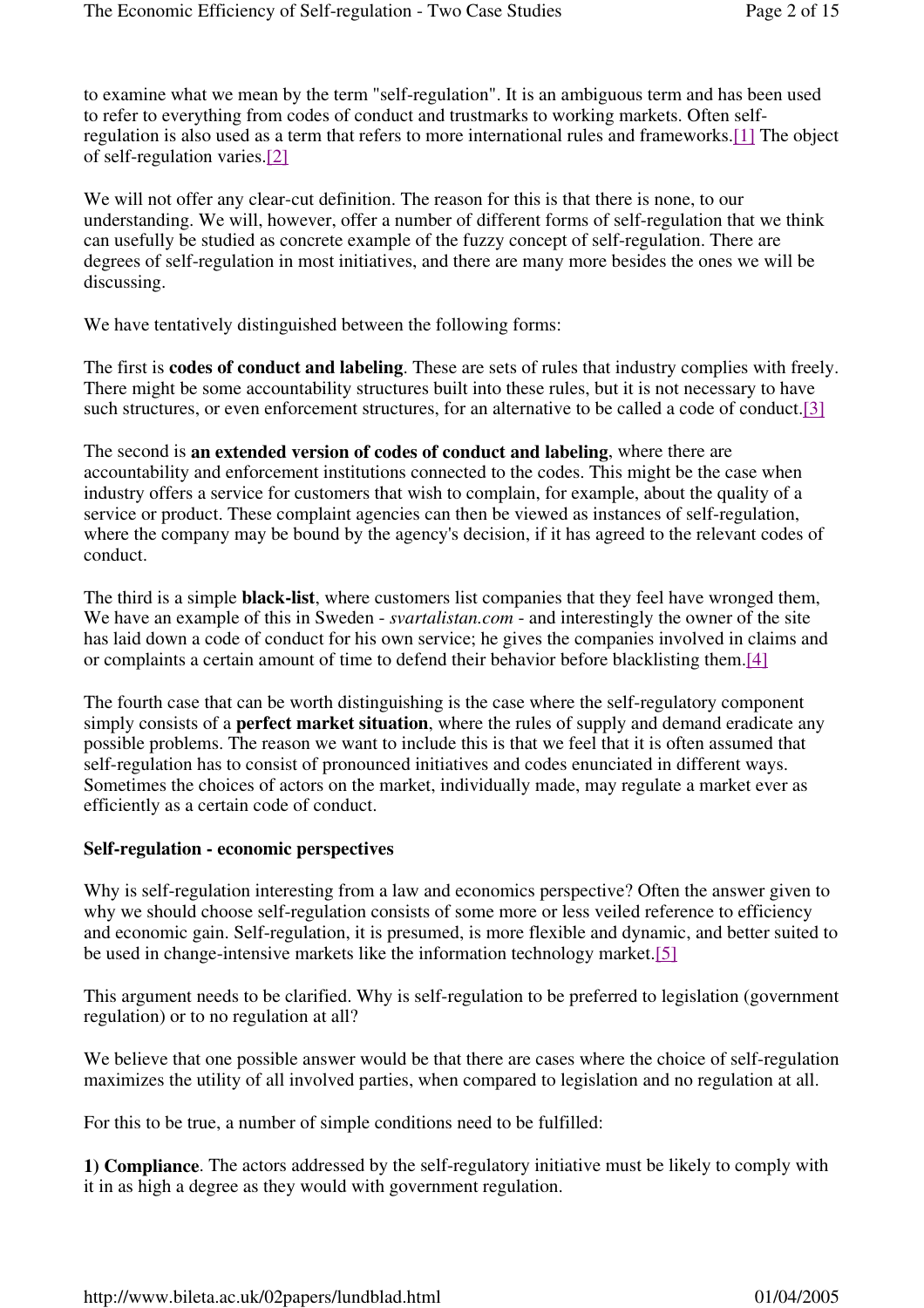to examine what we mean by the term "self-regulation". It is an ambiguous term and has been used to refer to everything from codes of conduct and trustmarks to working markets. Often self-regulation is also used as a term that refers to more international rules and frameworks.[1] The object of self-regulation varies.[2]

We will not offer any clear-cut definition. The reason for this is that there is none, to our understanding. We will, however, offer a number of different forms of self-regulation that we think can usefully be studied as concrete example of the fuzzy concept of self-regulation. There are degrees of self-regulation in most initiatives, and there are many more besides the ones we will be discussing.

We have tentatively distinguished between the following forms:

The first is **codes of conduct and labeling**. These are sets of rules that industry complies with freely. There might be some accountability structures built into these rules, but it is not necessary to have such structures, or even enforcement structures, for an alternative to be called a code of conduct.[3]

The second is **an extended version of codes of conduct and labeling**, where there are accountability and enforcement institutions connected to the codes. This might be the case when industry offers a service for customers that wish to complain, for example, about the quality of a service or product. These complaint agencies can then be viewed as instances of self-regulation, where the company may be bound by the agency's decision, if it has agreed to the relevant codes of conduct.

The third is a simple **black-list**, where customers list companies that they feel have wronged them, We have an example of this in Sweden - *svartalistan.com* - and interestingly the owner of the site has laid down a code of conduct for his own service; he gives the companies involved in claims and or complaints a certain amount of time to defend their behavior before blacklisting them.[4]

The fourth case that can be worth distinguishing is the case where the self-regulatory component simply consists of a **perfect market situation**, where the rules of supply and demand eradicate any possible problems. The reason we want to include this is that we feel that it is often assumed that self-regulation has to consist of pronounced initiatives and codes enunciated in different ways. Sometimes the choices of actors on the market, individually made, may regulate a market ever as efficiently as a certain code of conduct.

**Self-regulation - economic perspectives**

Why is self-regulation interesting from a law and economics perspective? Often the answer given to why we should choose self-regulation consists of some more or less veiled reference to efficiency and economic gain. Self-regulation, it is presumed, is more flexible and dynamic, and better suited to be used in change-intensive markets like the information technology market.[5]

This argument needs to be clarified. Why is self-regulation to be preferred to legislation (government regulation) or to no regulation at all?

We believe that one possible answer would be that there are cases where the choice of self-regulation maximizes the utility of all involved parties, when compared to legislation and no regulation at all.

For this to be true, a number of simple conditions need to be fulfilled:

**1) Compliance**. The actors addressed by the self-regulatory initiative must be likely to comply with it in as high a degree as they would with government regulation.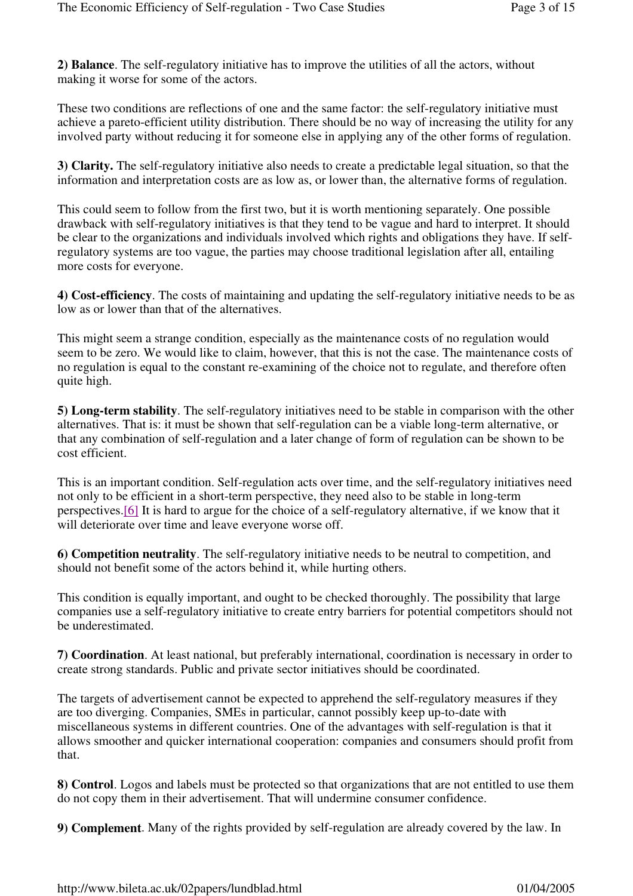**2) Balance**. The self-regulatory initiative has to improve the utilities of all the actors, without making it worse for some of the actors.

These two conditions are reflections of one and the same factor: the self-regulatory initiative must achieve a pareto-efficient utility distribution. There should be no way of increasing the utility for any involved party without reducing it for someone else in applying any of the other forms of regulation.

**3) Clarity.** The self-regulatory initiative also needs to create a predictable legal situation, so that the information and interpretation costs are as low as, or lower than, the alternative forms of regulation.

This could seem to follow from the first two, but it is worth mentioning separately. One possible drawback with self-regulatory initiatives is that they tend to be vague and hard to interpret. It should be clear to the organizations and individuals involved which rights and obligations they have. If self-regulatory systems are too vague, the parties may choose traditional legislation after all, entailing more costs for everyone.

**4) Cost-efficiency**. The costs of maintaining and updating the self-regulatory initiative needs to be as low as or lower than that of the alternatives.

This might seem a strange condition, especially as the maintenance costs of no regulation would seem to be zero. We would like to claim, however, that this is not the case. The maintenance costs of no regulation is equal to the constant re-examining of the choice not to regulate, and therefore often quite high.

**5) Long-term stability**. The self-regulatory initiatives need to be stable in comparison with the other alternatives. That is: it must be shown that self-regulation can be a viable long-term alternative, or that any combination of self-regulation and a later change of form of regulation can be shown to be cost efficient.

This is an important condition. Self-regulation acts over time, and the self-regulatory initiatives need not only to be efficient in a short-term perspective, they need also to be stable in long-term perspectives.[6] It is hard to argue for the choice of a self-regulatory alternative, if we know that it will deteriorate over time and leave everyone worse off.

**6) Competition neutrality**. The self-regulatory initiative needs to be neutral to competition, and should not benefit some of the actors behind it, while hurting others.

This condition is equally important, and ought to be checked thoroughly. The possibility that large companies use a self-regulatory initiative to create entry barriers for potential competitors should not be underestimated.

**7) Coordination**. At least national, but preferably international, coordination is necessary in order to create strong standards. Public and private sector initiatives should be coordinated.

The targets of advertisement cannot be expected to apprehend the self-regulatory measures if they are too diverging. Companies, SMEs in particular, cannot possibly keep up-to-date with miscellaneous systems in different countries. One of the advantages with self-regulation is that it allows smoother and quicker international cooperation: companies and consumers should profit from that.

**8) Control**. Logos and labels must be protected so that organizations that are not entitled to use them do not copy them in their advertisement. That will undermine consumer confidence.

**9) Complement**. Many of the rights provided by self-regulation are already covered by the law. In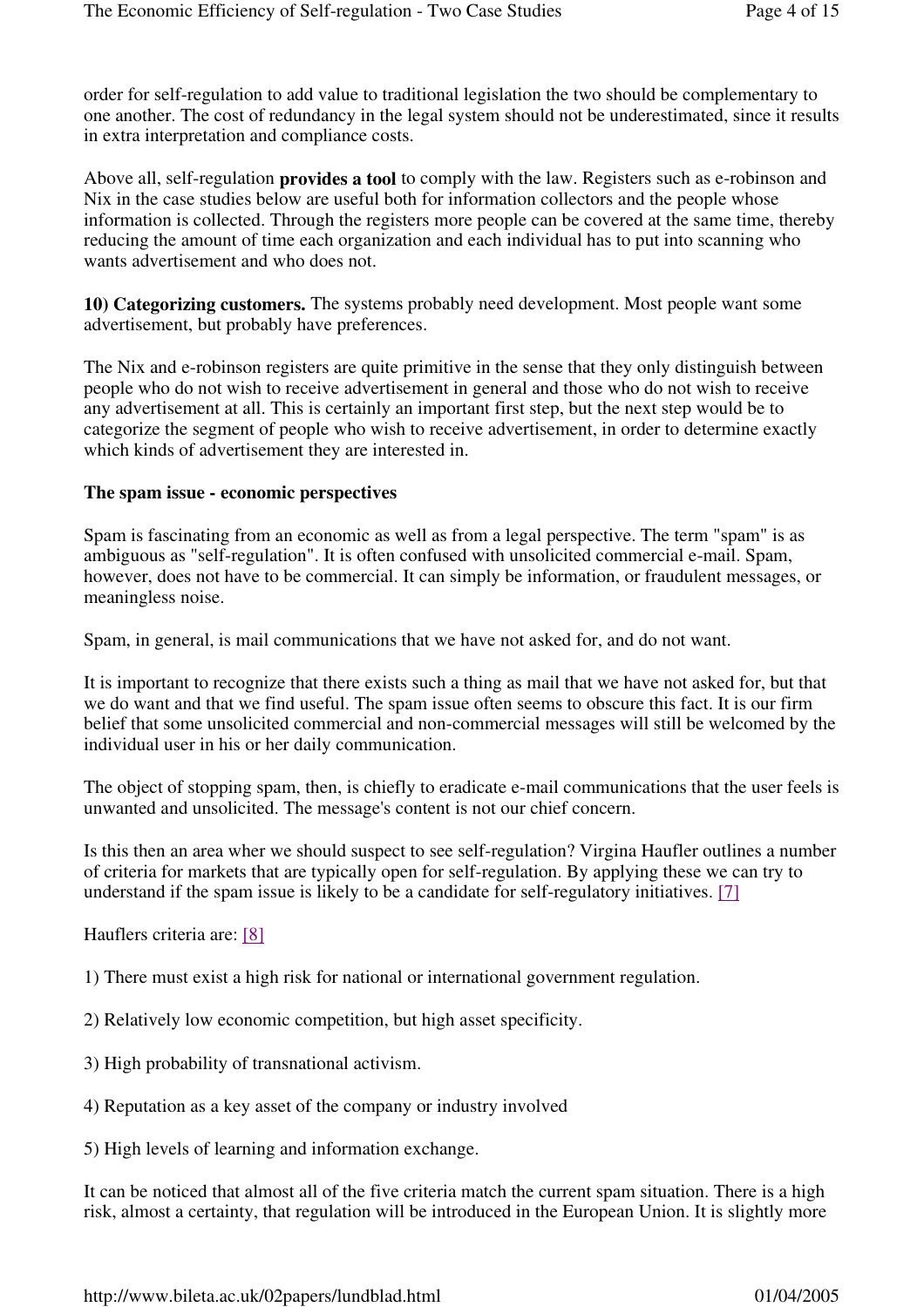order for self-regulation to add value to traditional legislation the two should be complementary to one another. The cost of redundancy in the legal system should not be underestimated, since it results in extra interpretation and compliance costs.

Above all, self-regulation **provides a tool** to comply with the law. Registers such as e-robinson and Nix in the case studies below are useful both for information collectors and the people whose information is collected. Through the registers more people can be covered at the same time, thereby reducing the amount of time each organization and each individual has to put into scanning who wants advertisement and who does not.

**10) Categorizing customers.** The systems probably need development. Most people want some advertisement, but probably have preferences.

The Nix and e-robinson registers are quite primitive in the sense that they only distinguish between people who do not wish to receive advertisement in general and those who do not wish to receive any advertisement at all. This is certainly an important first step, but the next step would be to categorize the segment of people who wish to receive advertisement, in order to determine exactly which kinds of advertisement they are interested in.

**The spam issue - economic perspectives**

Spam is fascinating from an economic as well as from a legal perspective. The term "spam" is as ambiguous as "self-regulation". It is often confused with unsolicited commercial e-mail. Spam, however, does not have to be commercial. It can simply be information, or fraudulent messages, or meaningless noise.

Spam, in general, is mail communications that we have not asked for, and do not want.

It is important to recognize that there exists such a thing as mail that we have not asked for, but that we do want and that we find useful. The spam issue often seems to obscure this fact. It is our firm belief that some unsolicited commercial and non-commercial messages will still be welcomed by the individual user in his or her daily communication.

The object of stopping spam, then, is chiefly to eradicate e-mail communications that the user feels is unwanted and unsolicited. The message's content is not our chief concern.

Is this then an area wher we should suspect to see self-regulation? Virgina Haufler outlines a number of criteria for markets that are typically open for self-regulation. By applying these we can try to understand if the spam issue is likely to be a candidate for self-regulatory initiatives. [7]

Hauflers criteria are: [8]

1) There must exist a high risk for national or international government regulation.

2) Relatively low economic competition, but high asset specificity.

3) High probability of transnational activism.

4) Reputation as a key asset of the company or industry involved

5) High levels of learning and information exchange.

It can be noticed that almost all of the five criteria match the current spam situation. There is a high risk, almost a certainty, that regulation will be introduced in the European Union. It is slightly more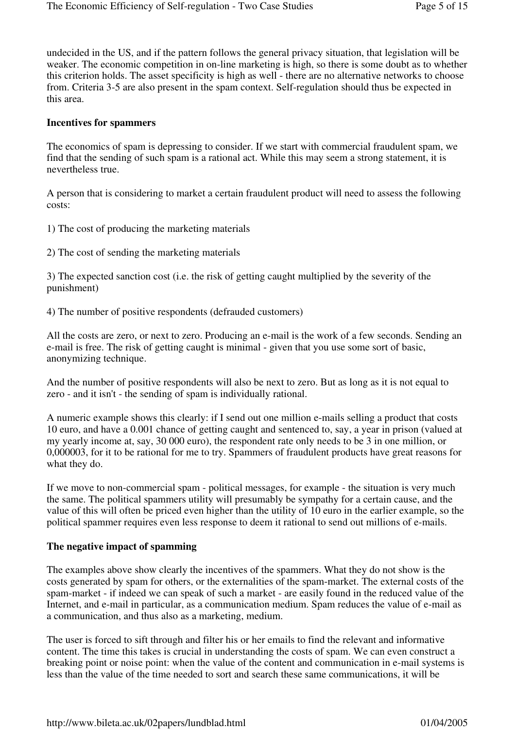undecided in the US, and if the pattern follows the general privacy situation, that legislation will be weaker. The economic competition in on-line marketing is high, so there is some doubt as to whether this criterion holds. The asset specificity is high as well - there are no alternative networks to choose from. Criteria 3-5 are also present in the spam context. Self-regulation should thus be expected in this area.

**Incentives for spammers**

The economics of spam is depressing to consider. If we start with commercial fraudulent spam, we find that the sending of such spam is a rational act. While this may seem a strong statement, it is nevertheless true.

A person that is considering to market a certain fraudulent product will need to assess the following costs:

1) The cost of producing the marketing materials

2) The cost of sending the marketing materials

3) The expected sanction cost (i.e. the risk of getting caught multiplied by the severity of the punishment)

4) The number of positive respondents (defrauded customers)

All the costs are zero, or next to zero. Producing an e-mail is the work of a few seconds. Sending an e-mail is free. The risk of getting caught is minimal - given that you use some sort of basic, anonymizing technique.

And the number of positive respondents will also be next to zero. But as long as it is not equal to zero - and it isn't - the sending of spam is individually rational.

A numeric example shows this clearly: if I send out one million e-mails selling a product that costs 10 euro, and have a 0.001 chance of getting caught and sentenced to, say, a year in prison (valued at my yearly income at, say, 30 000 euro), the respondent rate only needs to be 3 in one million, or 0,000003, for it to be rational for me to try. Spammers of fraudulent products have great reasons for what they do.

If we move to non-commercial spam - political messages, for example - the situation is very much the same. The political spammers utility will presumably be sympathy for a certain cause, and the value of this will often be priced even higher than the utility of 10 euro in the earlier example, so the political spammer requires even less response to deem it rational to send out millions of e-mails.

**The negative impact of spamming**

The examples above show clearly the incentives of the spammers. What they do not show is the costs generated by spam for others, or the externalities of the spam-market. The external costs of the spam-market - if indeed we can speak of such a market - are easily found in the reduced value of the Internet, and e-mail in particular, as a communication medium. Spam reduces the value of e-mail as a communication, and thus also as a marketing, medium.

The user is forced to sift through and filter his or her emails to find the relevant and informative content. The time this takes is crucial in understanding the costs of spam. We can even construct a breaking point or noise point: when the value of the content and communication in e-mail systems is less than the value of the time needed to sort and search these same communications, it will be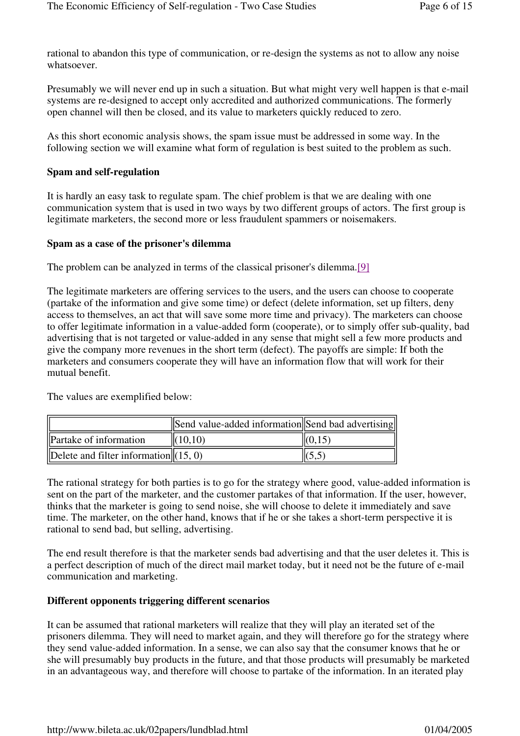rational to abandon this type of communication, or re-design the systems as not to allow any noise whatsoever.

Presumably we will never end up in such a situation. But what might very well happen is that e-mail systems are re-designed to accept only accredited and authorized communications. The formerly open channel will then be closed, and its value to marketers quickly reduced to zero.

As this short economic analysis shows, the spam issue must be addressed in some way. In the following section we will examine what form of regulation is best suited to the problem as such.

**Spam and self-regulation**

It is hardly an easy task to regulate spam. The chief problem is that we are dealing with one communication system that is used in two ways by two different groups of actors. The first group is legitimate marketers, the second more or less fraudulent spammers or noisemakers.

**Spam as a case of the prisoner's dilemma**

The problem can be analyzed in terms of the classical prisoner's dilemma.[9]

The legitimate marketers are offering services to the users, and the users can choose to cooperate (partake of the information and give some time) or defect (delete information, set up filters, deny access to themselves, an act that will save some more time and privacy). The marketers can choose to offer legitimate information in a value-added form (cooperate), or to simply offer sub-quality, bad advertising that is not targeted or value-added in any sense that might sell a few more products and give the company more revenues in the short term (defect). The payoffs are simple: If both the marketers and consumers cooperate they will have an information flow that will work for their mutual benefit.

The values are exemplified below:

| | Send value-added information | Send bad advertising |
|---|---|---|
| Partake of information | (10,10) | (0,15) |
| Delete and filter information | (15, 0) | (5,5) |

The rational strategy for both parties is to go for the strategy where good, value-added information is sent on the part of the marketer, and the customer partakes of that information. If the user, however, thinks that the marketer is going to send noise, she will choose to delete it immediately and save time. The marketer, on the other hand, knows that if he or she takes a short-term perspective it is rational to send bad, but selling, advertising.

The end result therefore is that the marketer sends bad advertising and that the user deletes it. This is a perfect description of much of the direct mail market today, but it need not be the future of e-mail communication and marketing.

**Different opponents triggering different scenarios**

It can be assumed that rational marketers will realize that they will play an iterated set of the prisoners dilemma. They will need to market again, and they will therefore go for the strategy where they send value-added information. In a sense, we can also say that the consumer knows that he or she will presumably buy products in the future, and that those products will presumably be marketed in an advantageous way, and therefore will choose to partake of the information. In an iterated play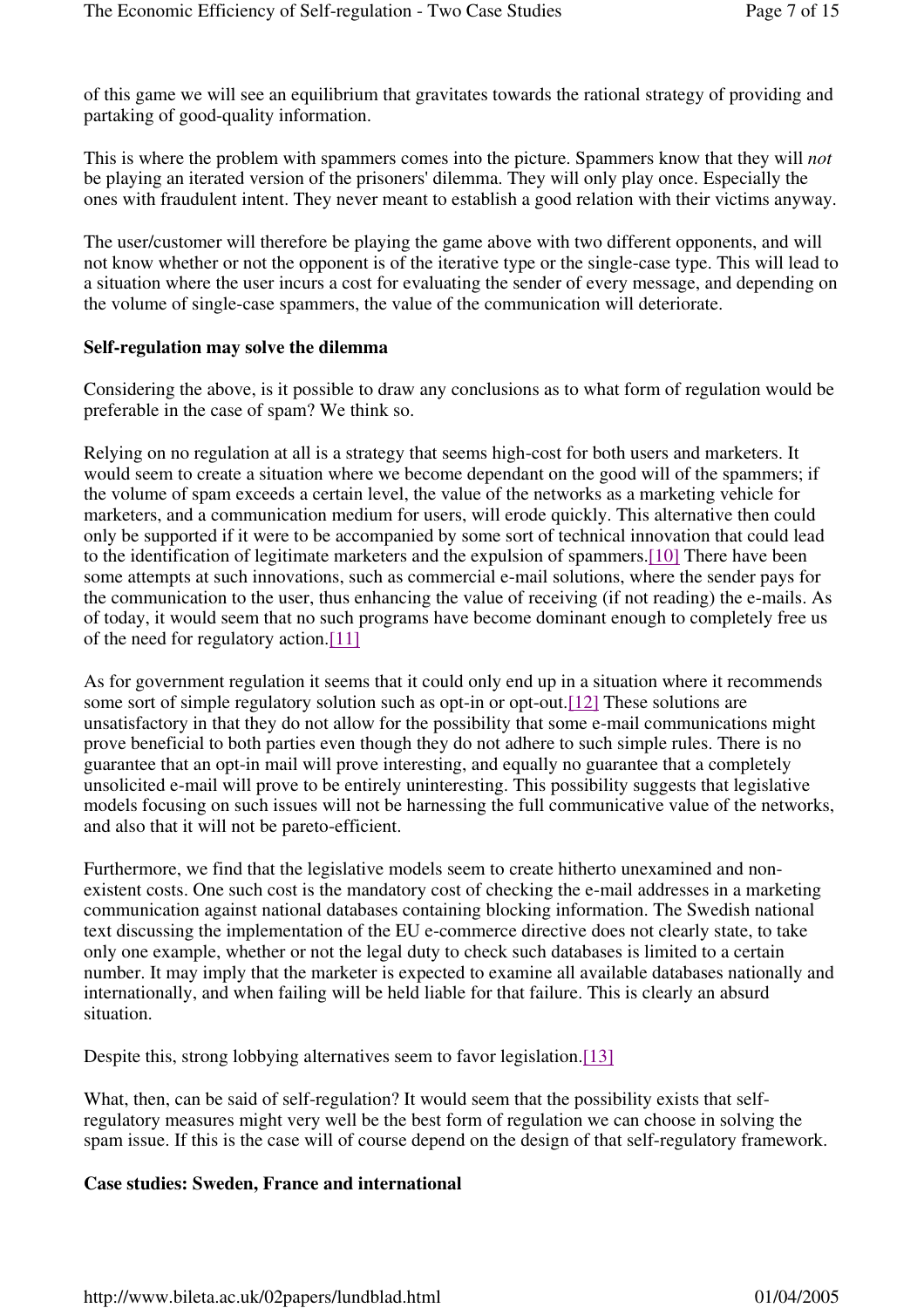of this game we will see an equilibrium that gravitates towards the rational strategy of providing and partaking of good-quality information.

This is where the problem with spammers comes into the picture. Spammers know that they will *not* be playing an iterated version of the prisoners' dilemma. They will only play once. Especially the ones with fraudulent intent. They never meant to establish a good relation with their victims anyway.

The user/customer will therefore be playing the game above with two different opponents, and will not know whether or not the opponent is of the iterative type or the single-case type. This will lead to a situation where the user incurs a cost for evaluating the sender of every message, and depending on the volume of single-case spammers, the value of the communication will deteriorate.

**Self-regulation may solve the dilemma**

Considering the above, is it possible to draw any conclusions as to what form of regulation would be preferable in the case of spam? We think so.

Relying on no regulation at all is a strategy that seems high-cost for both users and marketers. It would seem to create a situation where we become dependant on the good will of the spammers; if the volume of spam exceeds a certain level, the value of the networks as a marketing vehicle for marketers, and a communication medium for users, will erode quickly. This alternative then could only be supported if it were to be accompanied by some sort of technical innovation that could lead to the identification of legitimate marketers and the expulsion of spammers.[10] There have been some attempts at such innovations, such as commercial e-mail solutions, where the sender pays for the communication to the user, thus enhancing the value of receiving (if not reading) the e-mails. As of today, it would seem that no such programs have become dominant enough to completely free us of the need for regulatory action.[11]

As for government regulation it seems that it could only end up in a situation where it recommends some sort of simple regulatory solution such as opt-in or opt-out.[12] These solutions are unsatisfactory in that they do not allow for the possibility that some e-mail communications might prove beneficial to both parties even though they do not adhere to such simple rules. There is no guarantee that an opt-in mail will prove interesting, and equally no guarantee that a completely unsolicited e-mail will prove to be entirely uninteresting. This possibility suggests that legislative models focusing on such issues will not be harnessing the full communicative value of the networks, and also that it will not be pareto-efficient.

Furthermore, we find that the legislative models seem to create hitherto unexamined and non-existent costs. One such cost is the mandatory cost of checking the e-mail addresses in a marketing communication against national databases containing blocking information. The Swedish national text discussing the implementation of the EU e-commerce directive does not clearly state, to take only one example, whether or not the legal duty to check such databases is limited to a certain number. It may imply that the marketer is expected to examine all available databases nationally and internationally, and when failing will be held liable for that failure. This is clearly an absurd situation.

Despite this, strong lobbying alternatives seem to favor legislation.[13]

What, then, can be said of self-regulation? It would seem that the possibility exists that self-regulatory measures might very well be the best form of regulation we can choose in solving the spam issue. If this is the case will of course depend on the design of that self-regulatory framework.

**Case studies: Sweden, France and international**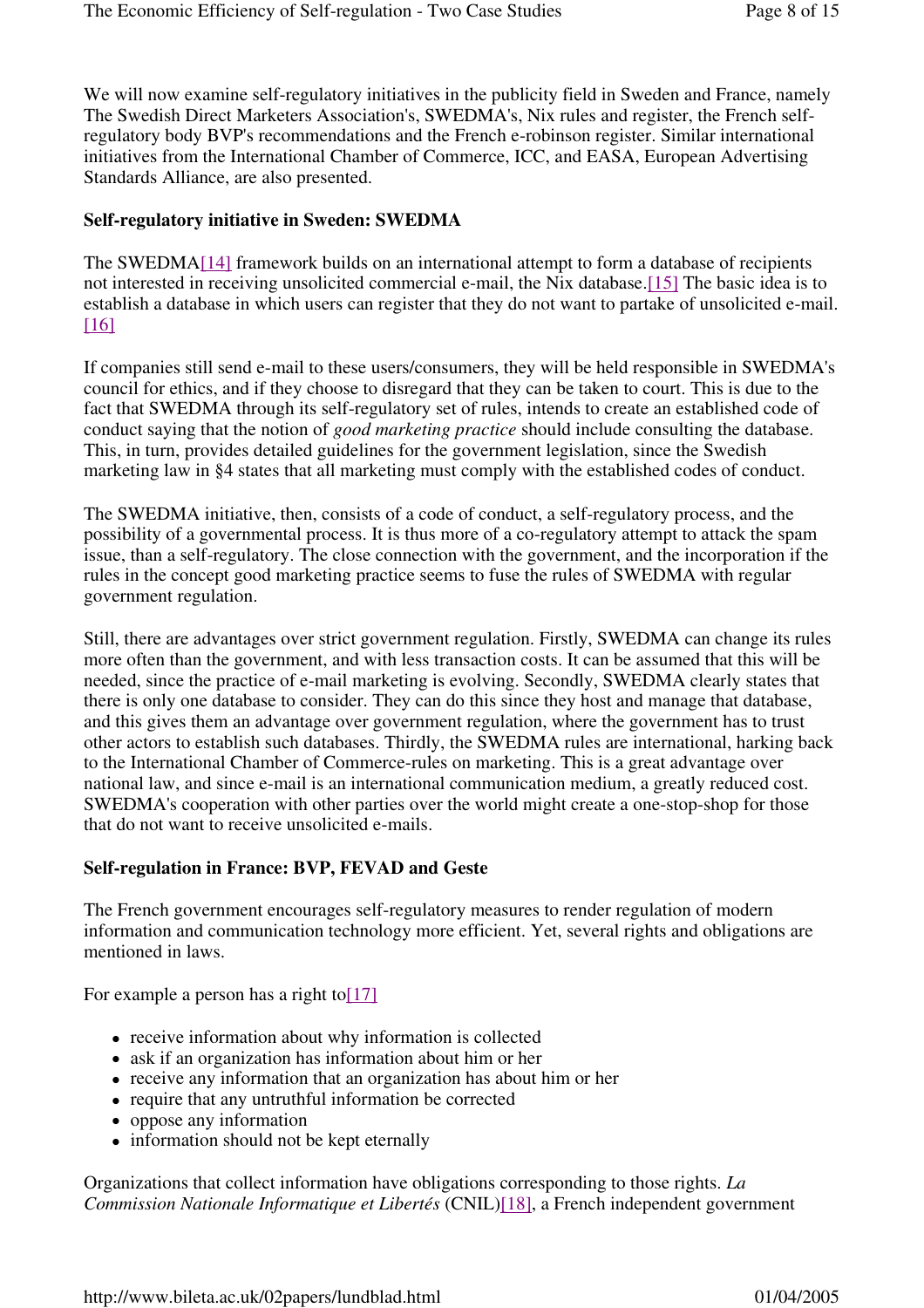We will now examine self-regulatory initiatives in the publicity field in Sweden and France, namely The Swedish Direct Marketers Association's, SWEDMA's, Nix rules and register, the French self-regulatory body BVP's recommendations and the French e-robinson register. Similar international initiatives from the International Chamber of Commerce, ICC, and EASA, European Advertising Standards Alliance, are also presented.

**Self-regulatory initiative in Sweden: SWEDMA**

The SWEDMA[14] framework builds on an international attempt to form a database of recipients not interested in receiving unsolicited commercial e-mail, the Nix database.[15] The basic idea is to establish a database in which users can register that they do not want to partake of unsolicited e-mail.[16]

If companies still send e-mail to these users/consumers, they will be held responsible in SWEDMA's council for ethics, and if they choose to disregard that they can be taken to court. This is due to the fact that SWEDMA through its self-regulatory set of rules, intends to create an established code of conduct saying that the notion of *good marketing practice* should include consulting the database. This, in turn, provides detailed guidelines for the government legislation, since the Swedish marketing law in §4 states that all marketing must comply with the established codes of conduct.

The SWEDMA initiative, then, consists of a code of conduct, a self-regulatory process, and the possibility of a governmental process. It is thus more of a co-regulatory attempt to attack the spam issue, than a self-regulatory. The close connection with the government, and the incorporation if the rules in the concept good marketing practice seems to fuse the rules of SWEDMA with regular government regulation.

Still, there are advantages over strict government regulation. Firstly, SWEDMA can change its rules more often than the government, and with less transaction costs. It can be assumed that this will be needed, since the practice of e-mail marketing is evolving. Secondly, SWEDMA clearly states that there is only one database to consider. They can do this since they host and manage that database, and this gives them an advantage over government regulation, where the government has to trust other actors to establish such databases. Thirdly, the SWEDMA rules are international, harking back to the International Chamber of Commerce-rules on marketing. This is a great advantage over national law, and since e-mail is an international communication medium, a greatly reduced cost. SWEDMA's cooperation with other parties over the world might create a one-stop-shop for those that do not want to receive unsolicited e-mails.

**Self-regulation in France: BVP, FEVAD and Geste**

The French government encourages self-regulatory measures to render regulation of modern information and communication technology more efficient. Yet, several rights and obligations are mentioned in laws.

For example a person has a right to[17]

- receive information about why information is collected
- ask if an organization has information about him or her
- receive any information that an organization has about him or her
- require that any untruthful information be corrected
- oppose any information
- information should not be kept eternally

Organizations that collect information have obligations corresponding to those rights. *La Commission Nationale Informatique et Libertés* (CNIL)[18], a French independent government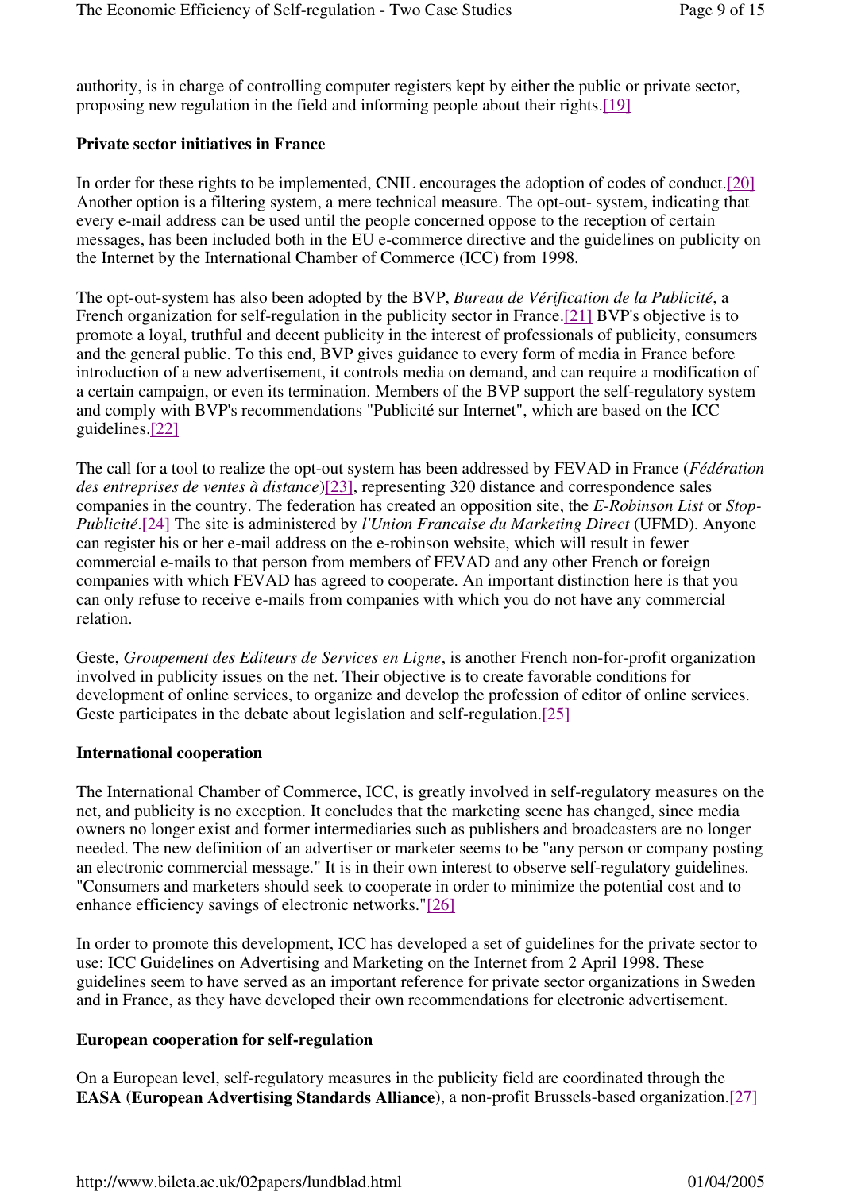authority, is in charge of controlling computer registers kept by either the public or private sector, proposing new regulation in the field and informing people about their rights.[19]

**Private sector initiatives in France**

In order for these rights to be implemented, CNIL encourages the adoption of codes of conduct.[20] Another option is a filtering system, a mere technical measure. The opt-out- system, indicating that every e-mail address can be used until the people concerned oppose to the reception of certain messages, has been included both in the EU e-commerce directive and the guidelines on publicity on the Internet by the International Chamber of Commerce (ICC) from 1998.

The opt-out-system has also been adopted by the BVP, *Bureau de Vérification de la Publicité*, a French organization for self-regulation in the publicity sector in France.[21] BVP's objective is to promote a loyal, truthful and decent publicity in the interest of professionals of publicity, consumers and the general public. To this end, BVP gives guidance to every form of media in France before introduction of a new advertisement, it controls media on demand, and can require a modification of a certain campaign, or even its termination. Members of the BVP support the self-regulatory system and comply with BVP's recommendations "Publicité sur Internet", which are based on the ICC guidelines.[22]

The call for a tool to realize the opt-out system has been addressed by FEVAD in France (*Fédération des entreprises de ventes à distance*)[23], representing 320 distance and correspondence sales companies in the country. The federation has created an opposition site, the *E-Robinson List* or *Stop-Publicité*.[24] The site is administered by *l'Union Francaise du Marketing Direct* (UFMD). Anyone can register his or her e-mail address on the e-robinson website, which will result in fewer commercial e-mails to that person from members of FEVAD and any other French or foreign companies with which FEVAD has agreed to cooperate. An important distinction here is that you can only refuse to receive e-mails from companies with which you do not have any commercial relation.

Geste, *Groupement des Editeurs de Services en Ligne*, is another French non-for-profit organization involved in publicity issues on the net. Their objective is to create favorable conditions for development of online services, to organize and develop the profession of editor of online services. Geste participates in the debate about legislation and self-regulation.[25]

**International cooperation**

The International Chamber of Commerce, ICC, is greatly involved in self-regulatory measures on the net, and publicity is no exception. It concludes that the marketing scene has changed, since media owners no longer exist and former intermediaries such as publishers and broadcasters are no longer needed. The new definition of an advertiser or marketer seems to be "any person or company posting an electronic commercial message." It is in their own interest to observe self-regulatory guidelines. "Consumers and marketers should seek to cooperate in order to minimize the potential cost and to enhance efficiency savings of electronic networks."[26]

In order to promote this development, ICC has developed a set of guidelines for the private sector to use: ICC Guidelines on Advertising and Marketing on the Internet from 2 April 1998. These guidelines seem to have served as an important reference for private sector organizations in Sweden and in France, as they have developed their own recommendations for electronic advertisement.

**European cooperation for self-regulation**

On a European level, self-regulatory measures in the publicity field are coordinated through the **EASA** (**European Advertising Standards Alliance**), a non-profit Brussels-based organization.[27]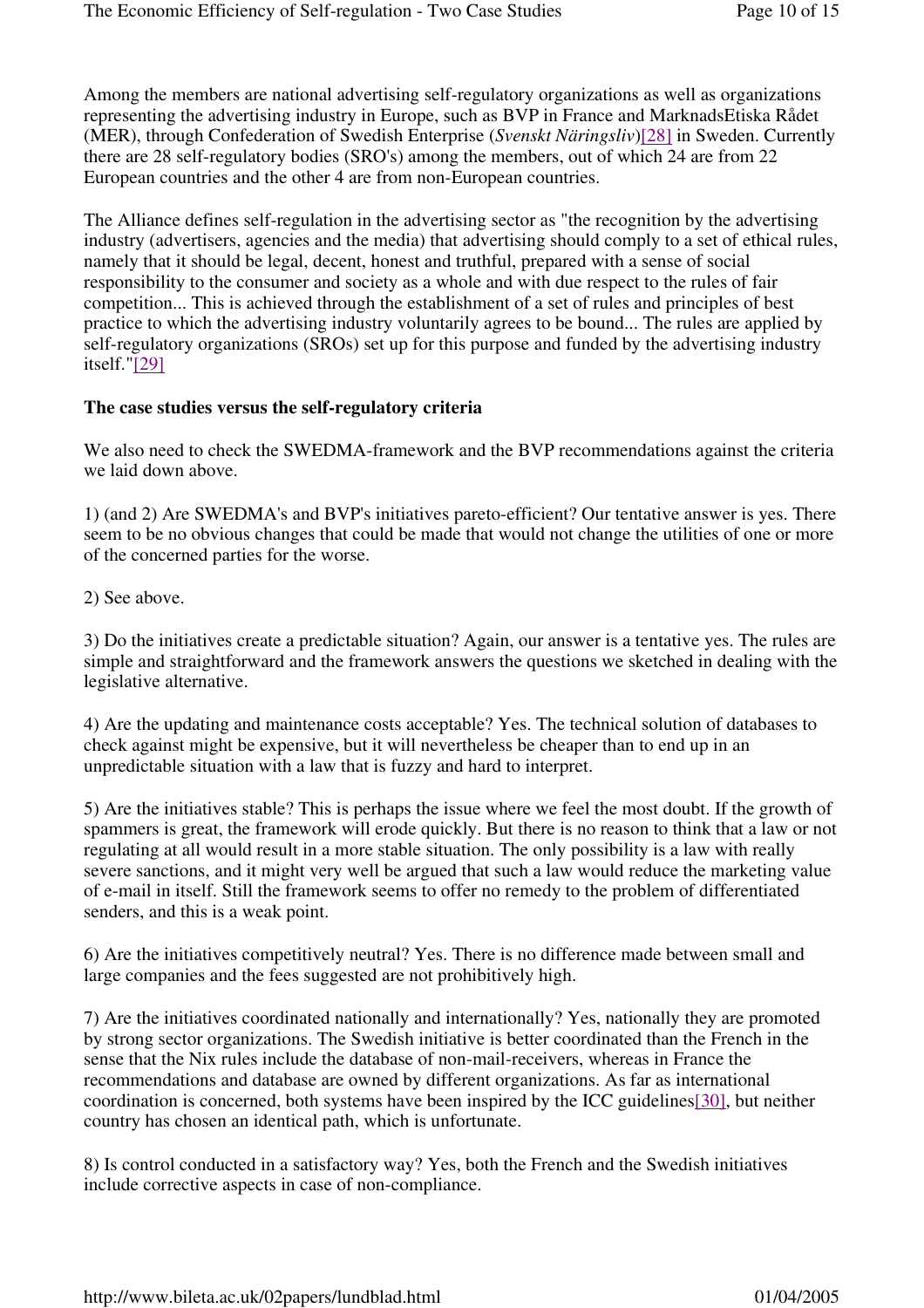Among the members are national advertising self-regulatory organizations as well as organizations representing the advertising industry in Europe, such as BVP in France and MarknadsEtiska Rådet (MER), through Confederation of Swedish Enterprise (*Svenskt Näringsliv*)[28] in Sweden. Currently there are 28 self-regulatory bodies (SRO's) among the members, out of which 24 are from 22 European countries and the other 4 are from non-European countries.

The Alliance defines self-regulation in the advertising sector as "the recognition by the advertising industry (advertisers, agencies and the media) that advertising should comply to a set of ethical rules, namely that it should be legal, decent, honest and truthful, prepared with a sense of social responsibility to the consumer and society as a whole and with due respect to the rules of fair competition... This is achieved through the establishment of a set of rules and principles of best practice to which the advertising industry voluntarily agrees to be bound... The rules are applied by self-regulatory organizations (SROs) set up for this purpose and funded by the advertising industry itself."[29]

**The case studies versus the self-regulatory criteria**

We also need to check the SWEDMA-framework and the BVP recommendations against the criteria we laid down above.

1) (and 2) Are SWEDMA's and BVP's initiatives pareto-efficient? Our tentative answer is yes. There seem to be no obvious changes that could be made that would not change the utilities of one or more of the concerned parties for the worse.

2) See above.

3) Do the initiatives create a predictable situation? Again, our answer is a tentative yes. The rules are simple and straightforward and the framework answers the questions we sketched in dealing with the legislative alternative.

4) Are the updating and maintenance costs acceptable? Yes. The technical solution of databases to check against might be expensive, but it will nevertheless be cheaper than to end up in an unpredictable situation with a law that is fuzzy and hard to interpret.

5) Are the initiatives stable? This is perhaps the issue where we feel the most doubt. If the growth of spammers is great, the framework will erode quickly. But there is no reason to think that a law or not regulating at all would result in a more stable situation. The only possibility is a law with really severe sanctions, and it might very well be argued that such a law would reduce the marketing value of e-mail in itself. Still the framework seems to offer no remedy to the problem of differentiated senders, and this is a weak point.

6) Are the initiatives competitively neutral? Yes. There is no difference made between small and large companies and the fees suggested are not prohibitively high.

7) Are the initiatives coordinated nationally and internationally? Yes, nationally they are promoted by strong sector organizations. The Swedish initiative is better coordinated than the French in the sense that the Nix rules include the database of non-mail-receivers, whereas in France the recommendations and database are owned by different organizations. As far as international coordination is concerned, both systems have been inspired by the ICC guidelines[30], but neither country has chosen an identical path, which is unfortunate.

8) Is control conducted in a satisfactory way? Yes, both the French and the Swedish initiatives include corrective aspects in case of non-compliance.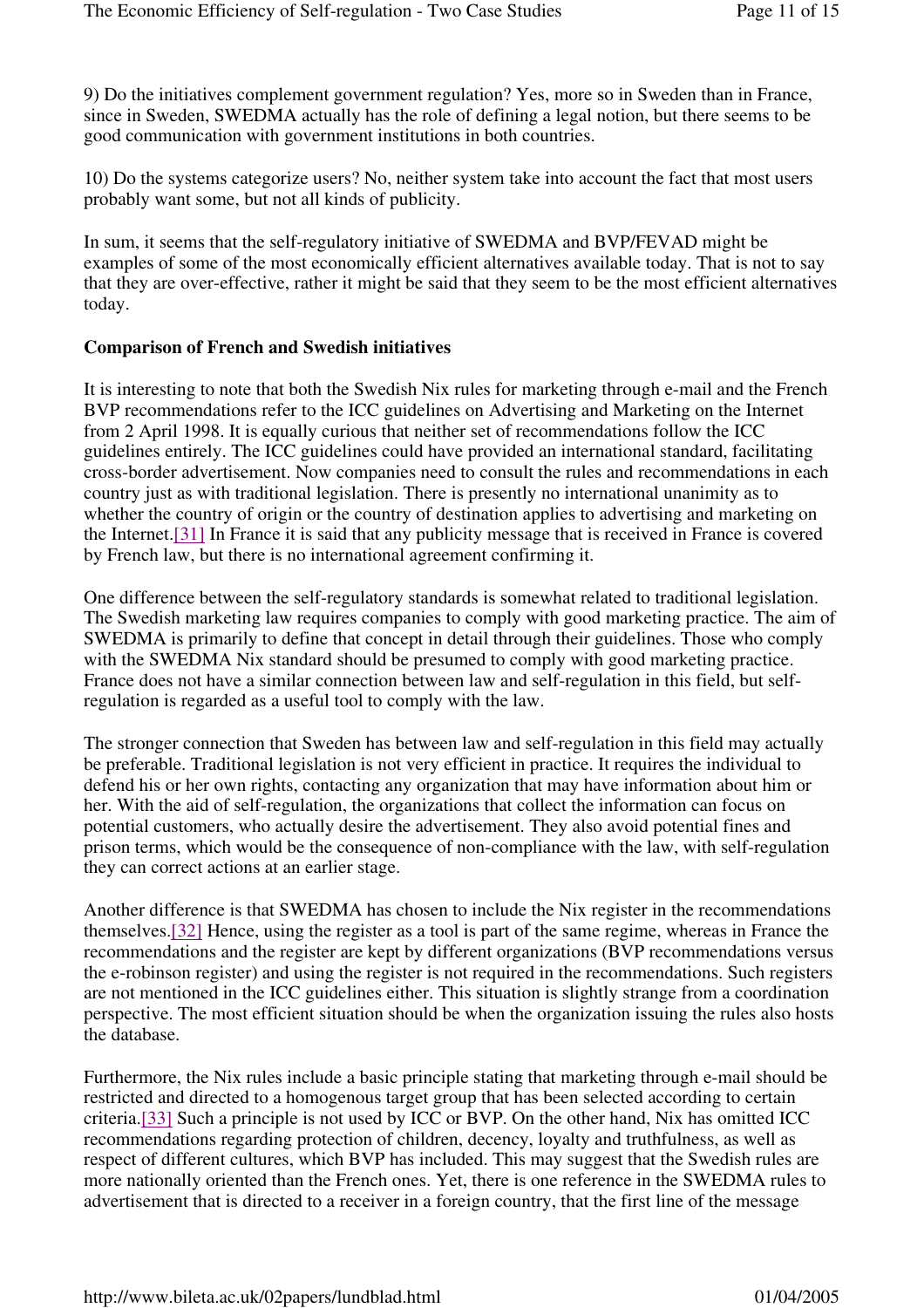9) Do the initiatives complement government regulation? Yes, more so in Sweden than in France, since in Sweden, SWEDMA actually has the role of defining a legal notion, but there seems to be good communication with government institutions in both countries.

10) Do the systems categorize users? No, neither system take into account the fact that most users probably want some, but not all kinds of publicity.

In sum, it seems that the self-regulatory initiative of SWEDMA and BVP/FEVAD might be examples of some of the most economically efficient alternatives available today. That is not to say that they are over-effective, rather it might be said that they seem to be the most efficient alternatives today.

**Comparison of French and Swedish initiatives**

It is interesting to note that both the Swedish Nix rules for marketing through e-mail and the French BVP recommendations refer to the ICC guidelines on Advertising and Marketing on the Internet from 2 April 1998. It is equally curious that neither set of recommendations follow the ICC guidelines entirely. The ICC guidelines could have provided an international standard, facilitating cross-border advertisement. Now companies need to consult the rules and recommendations in each country just as with traditional legislation. There is presently no international unanimity as to whether the country of origin or the country of destination applies to advertising and marketing on the Internet.[31] In France it is said that any publicity message that is received in France is covered by French law, but there is no international agreement confirming it.

One difference between the self-regulatory standards is somewhat related to traditional legislation. The Swedish marketing law requires companies to comply with good marketing practice. The aim of SWEDMA is primarily to define that concept in detail through their guidelines. Those who comply with the SWEDMA Nix standard should be presumed to comply with good marketing practice. France does not have a similar connection between law and self-regulation in this field, but self-regulation is regarded as a useful tool to comply with the law.

The stronger connection that Sweden has between law and self-regulation in this field may actually be preferable. Traditional legislation is not very efficient in practice. It requires the individual to defend his or her own rights, contacting any organization that may have information about him or her. With the aid of self-regulation, the organizations that collect the information can focus on potential customers, who actually desire the advertisement. They also avoid potential fines and prison terms, which would be the consequence of non-compliance with the law, with self-regulation they can correct actions at an earlier stage.

Another difference is that SWEDMA has chosen to include the Nix register in the recommendations themselves.[32] Hence, using the register as a tool is part of the same regime, whereas in France the recommendations and the register are kept by different organizations (BVP recommendations versus the e-robinson register) and using the register is not required in the recommendations. Such registers are not mentioned in the ICC guidelines either. This situation is slightly strange from a coordination perspective. The most efficient situation should be when the organization issuing the rules also hosts the database.

Furthermore, the Nix rules include a basic principle stating that marketing through e-mail should be restricted and directed to a homogenous target group that has been selected according to certain criteria.[33] Such a principle is not used by ICC or BVP. On the other hand, Nix has omitted ICC recommendations regarding protection of children, decency, loyalty and truthfulness, as well as respect of different cultures, which BVP has included. This may suggest that the Swedish rules are more nationally oriented than the French ones. Yet, there is one reference in the SWEDMA rules to advertisement that is directed to a receiver in a foreign country, that the first line of the message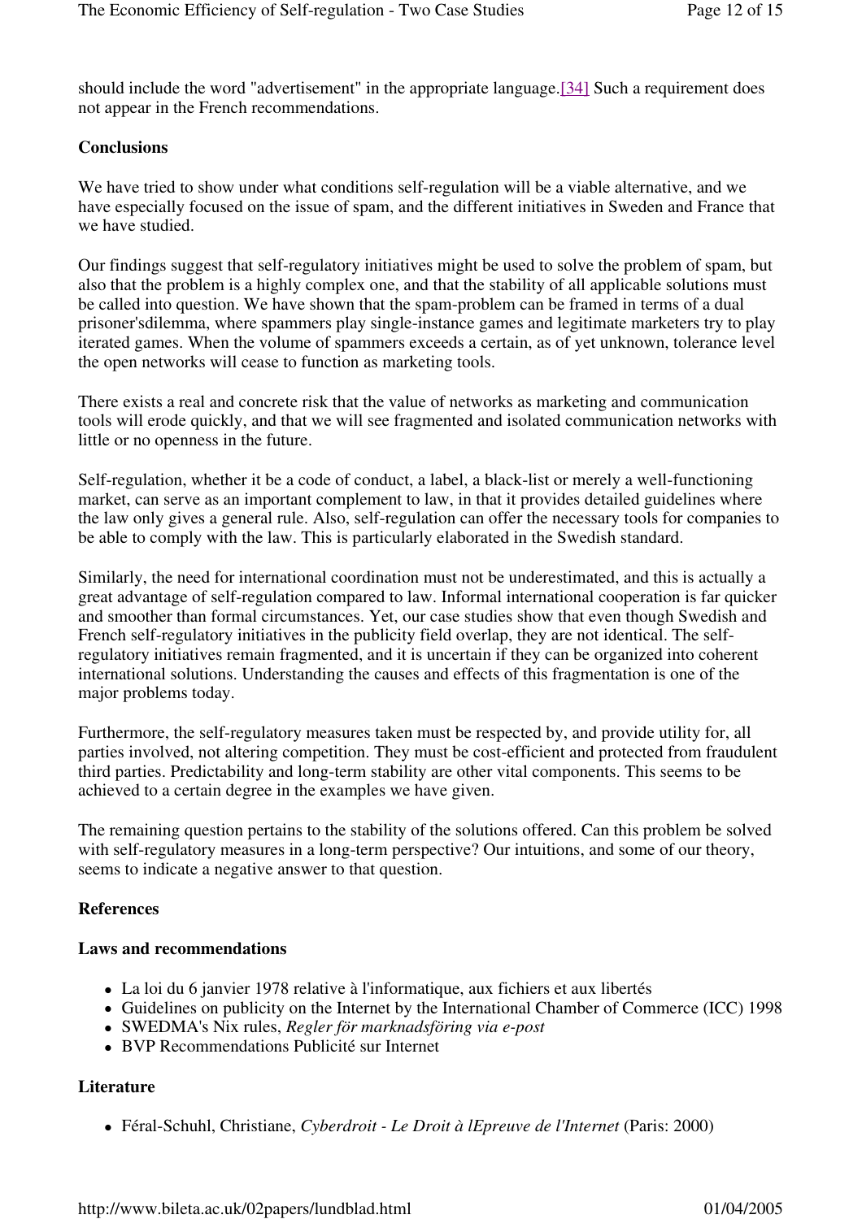should include the word "advertisement" in the appropriate language.[34] Such a requirement does not appear in the French recommendations.

**Conclusions**

We have tried to show under what conditions self-regulation will be a viable alternative, and we have especially focused on the issue of spam, and the different initiatives in Sweden and France that we have studied.

Our findings suggest that self-regulatory initiatives might be used to solve the problem of spam, but also that the problem is a highly complex one, and that the stability of all applicable solutions must be called into question. We have shown that the spam-problem can be framed in terms of a dual prisoner'sdilemma, where spammers play single-instance games and legitimate marketers try to play iterated games. When the volume of spammers exceeds a certain, as of yet unknown, tolerance level the open networks will cease to function as marketing tools.

There exists a real and concrete risk that the value of networks as marketing and communication tools will erode quickly, and that we will see fragmented and isolated communication networks with little or no openness in the future.

Self-regulation, whether it be a code of conduct, a label, a black-list or merely a well-functioning market, can serve as an important complement to law, in that it provides detailed guidelines where the law only gives a general rule. Also, self-regulation can offer the necessary tools for companies to be able to comply with the law. This is particularly elaborated in the Swedish standard.

Similarly, the need for international coordination must not be underestimated, and this is actually a great advantage of self-regulation compared to law. Informal international cooperation is far quicker and smoother than formal circumstances. Yet, our case studies show that even though Swedish and French self-regulatory initiatives in the publicity field overlap, they are not identical. The self-regulatory initiatives remain fragmented, and it is uncertain if they can be organized into coherent international solutions. Understanding the causes and effects of this fragmentation is one of the major problems today.

Furthermore, the self-regulatory measures taken must be respected by, and provide utility for, all parties involved, not altering competition. They must be cost-efficient and protected from fraudulent third parties. Predictability and long-term stability are other vital components. This seems to be achieved to a certain degree in the examples we have given.

The remaining question pertains to the stability of the solutions offered. Can this problem be solved with self-regulatory measures in a long-term perspective? Our intuitions, and some of our theory, seems to indicate a negative answer to that question.

**References**

**Laws and recommendations**

- La loi du 6 janvier 1978 relative à l'informatique, aux fichiers et aux libertés
- Guidelines on publicity on the Internet by the International Chamber of Commerce (ICC) 1998
- SWEDMA's Nix rules, *Regler för marknadsföring via e-post*
- BVP Recommendations Publicité sur Internet

**Literature**

- Féral-Schuhl, Christiane, *Cyberdroit - Le Droit à lEpreuve de l'Internet* (Paris: 2000)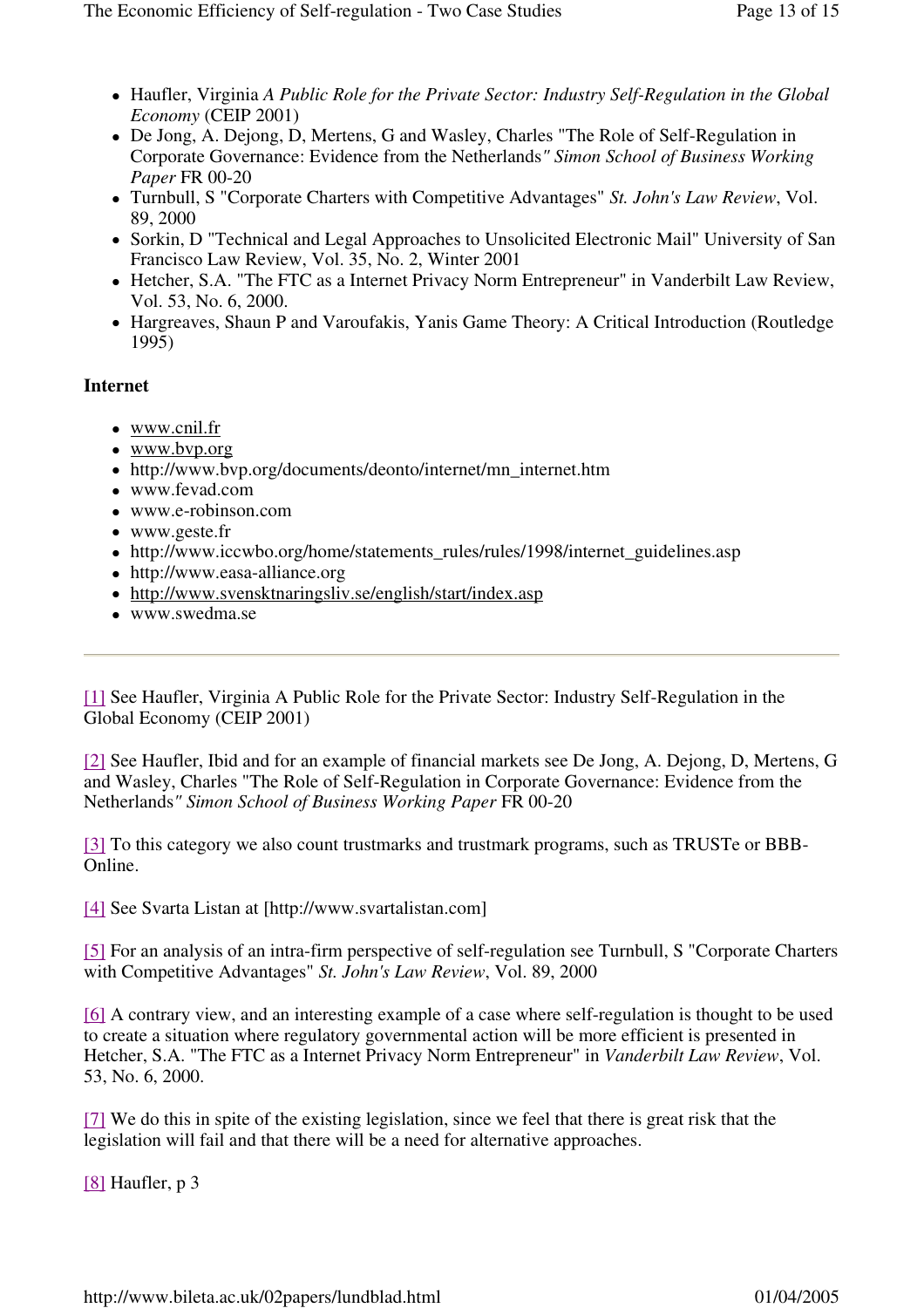- Haufler, Virginia *A Public Role for the Private Sector: Industry Self-Regulation in the Global Economy* (CEIP 2001)
- De Jong, A. Dejong, D, Mertens, G and Wasley, Charles "The Role of Self-Regulation in Corporate Governance: Evidence from the Netherlands*" Simon School of Business Working Paper* FR 00-20
- Turnbull, S "Corporate Charters with Competitive Advantages" *St. John's Law Review*, Vol. 89, 2000
- Sorkin, D "Technical and Legal Approaches to Unsolicited Electronic Mail" University of San Francisco Law Review, Vol. 35, No. 2, Winter 2001
- Hetcher, S.A. "The FTC as a Internet Privacy Norm Entrepreneur" in Vanderbilt Law Review, Vol. 53, No. 6, 2000.
- Hargreaves, Shaun P and Varoufakis, Yanis Game Theory: A Critical Introduction (Routledge 1995)

**Internet**

- www.cnil.fr
- www.bvp.org
- http://www.bvp.org/documents/deonto/internet/mn_internet.htm
- www.fevad.com
- www.e-robinson.com
- www.geste.fr
- http://www.iccwbo.org/home/statements_rules/rules/1998/internet_guidelines.asp
- http://www.easa-alliance.org
- http://www.svensktnaringsliv.se/english/start/index.asp
- www.swedma.se

---

[1] See Haufler, Virginia A Public Role for the Private Sector: Industry Self-Regulation in the Global Economy (CEIP 2001)

[2] See Haufler, Ibid and for an example of financial markets see De Jong, A. Dejong, D, Mertens, G and Wasley, Charles "The Role of Self-Regulation in Corporate Governance: Evidence from the Netherlands*" Simon School of Business Working Paper* FR 00-20

[3] To this category we also count trustmarks and trustmark programs, such as TRUSTe or BBB-Online.

[4] See Svarta Listan at [http://www.svartalistan.com]

[5] For an analysis of an intra-firm perspective of self-regulation see Turnbull, S "Corporate Charters with Competitive Advantages" *St. John's Law Review*, Vol. 89, 2000

[6] A contrary view, and an interesting example of a case where self-regulation is thought to be used to create a situation where regulatory governmental action will be more efficient is presented in Hetcher, S.A. "The FTC as a Internet Privacy Norm Entrepreneur" in *Vanderbilt Law Review*, Vol. 53, No. 6, 2000.

[7] We do this in spite of the existing legislation, since we feel that there is great risk that the legislation will fail and that there will be a need for alternative approaches.

[8] Haufler, p 3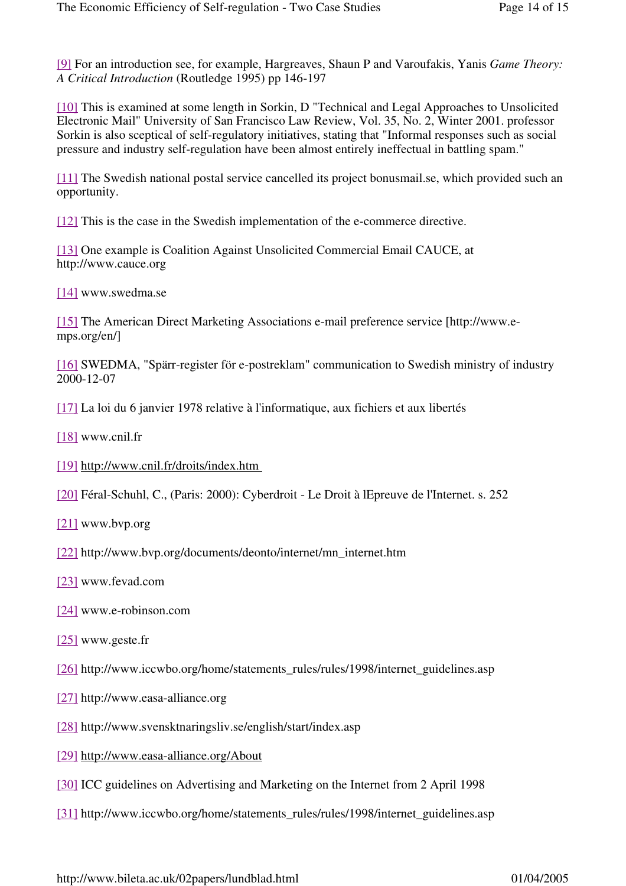[9] For an introduction see, for example, Hargreaves, Shaun P and Varoufakis, Yanis *Game Theory: A Critical Introduction* (Routledge 1995) pp 146-197

[10] This is examined at some length in Sorkin, D "Technical and Legal Approaches to Unsolicited Electronic Mail" University of San Francisco Law Review, Vol. 35, No. 2, Winter 2001. professor Sorkin is also sceptical of self-regulatory initiatives, stating that "Informal responses such as social pressure and industry self-regulation have been almost entirely ineffectual in battling spam."

[11] The Swedish national postal service cancelled its project bonusmail.se, which provided such an opportunity.

[12] This is the case in the Swedish implementation of the e-commerce directive.

[13] One example is Coalition Against Unsolicited Commercial Email CAUCE, at http://www.cauce.org

[14] www.swedma.se

[15] The American Direct Marketing Associations e-mail preference service [http://www.e-mps.org/en/]

[16] SWEDMA, "Spärr-register för e-postreklam" communication to Swedish ministry of industry 2000-12-07

[17] La loi du 6 janvier 1978 relative à l'informatique, aux fichiers et aux libertés

[18] www.cnil.fr

[19] http://www.cnil.fr/droits/index.htm

[20] Féral-Schuhl, C., (Paris: 2000): Cyberdroit - Le Droit à lEpreuve de l'Internet. s. 252

[21] www.bvp.org

[22] http://www.bvp.org/documents/deonto/internet/mn_internet.htm

[23] www.fevad.com

[24] www.e-robinson.com

[25] www.geste.fr

[26] http://www.iccwbo.org/home/statements_rules/rules/1998/internet_guidelines.asp

[27] http://www.easa-alliance.org

[28] http://www.svensktnaringsliv.se/english/start/index.asp

[29] http://www.easa-alliance.org/About

[30] ICC guidelines on Advertising and Marketing on the Internet from 2 April 1998

[31] http://www.iccwbo.org/home/statements_rules/rules/1998/internet_guidelines.asp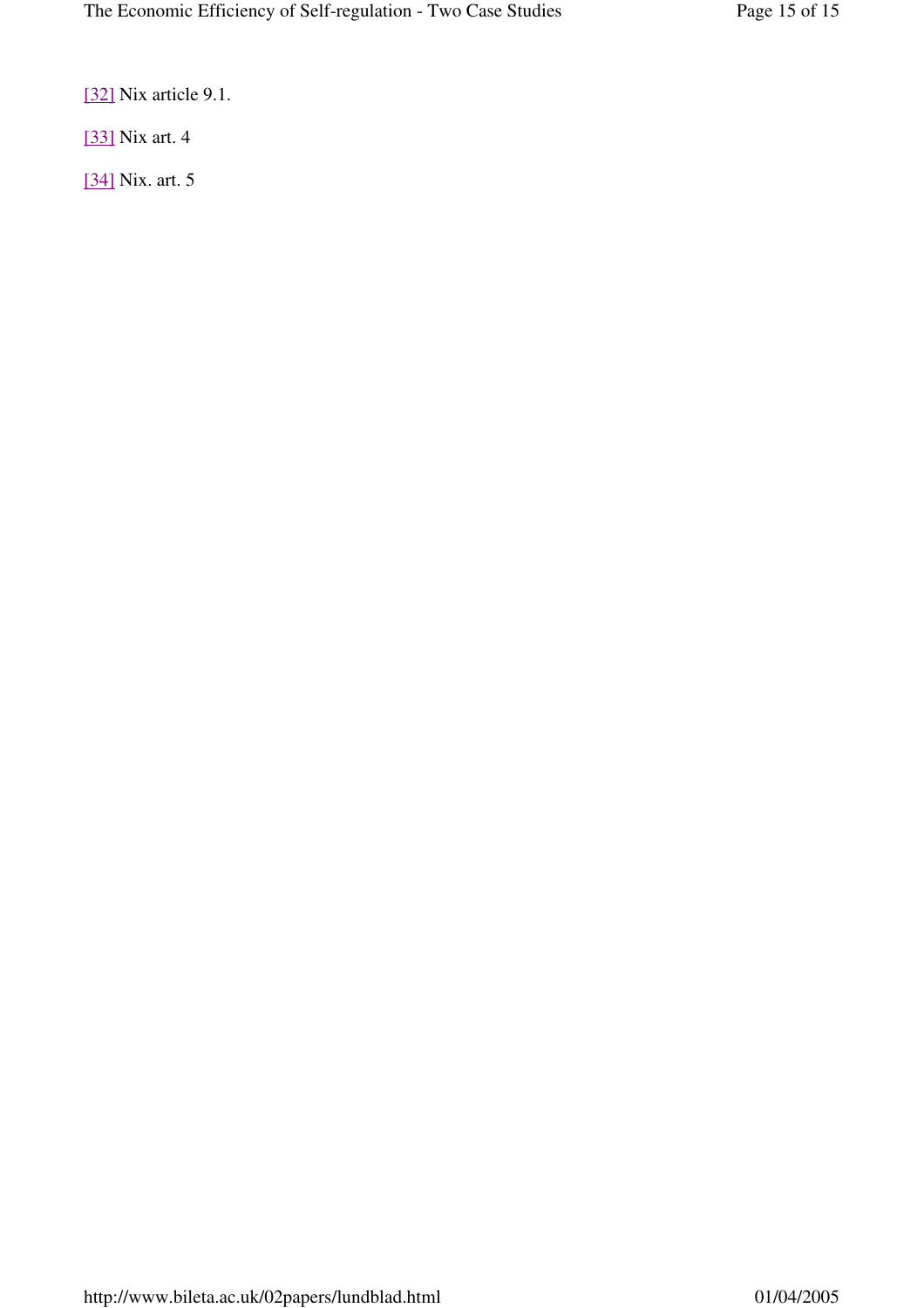[32] Nix article 9.1.

[33] Nix art. 4

[34] Nix. art. 5